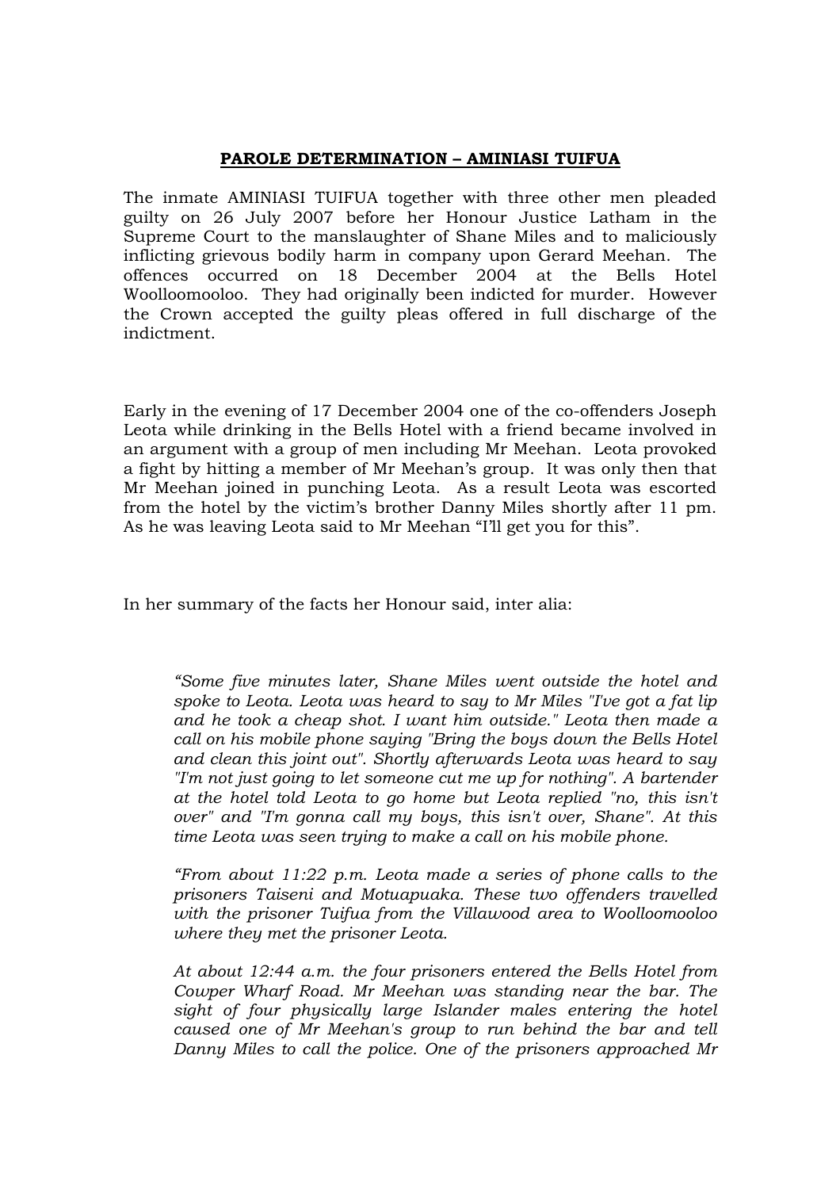**PAROLE DETERMINATION – AMINIASI TUIFUA**

The inmate AMINIASI TUIFUA together with three other men pleaded guilty on 26 July 2007 before her Honour Justice Latham in the Supreme Court to the manslaughter of Shane Miles and to maliciously inflicting grievous bodily harm in company upon Gerard Meehan. The offences occurred on 18 December 2004 at the Bells Hotel Woolloomooloo. They had originally been indicted for murder. However the Crown accepted the guilty pleas offered in full discharge of the indictment.

Early in the evening of 17 December 2004 one of the co-offenders Joseph Leota while drinking in the Bells Hotel with a friend became involved in an argument with a group of men including Mr Meehan. Leota provoked a fight by hitting a member of Mr Meehan's group. It was only then that Mr Meehan joined in punching Leota. As a result Leota was escorted from the hotel by the victim's brother Danny Miles shortly after 11 pm. As he was leaving Leota said to Mr Meehan "I'll get you for this".

In her summary of the facts her Honour said, inter alia:

> *"Some five minutes later, Shane Miles went outside the hotel and spoke to Leota. Leota was heard to say to Mr Miles "I've got a fat lip and he took a cheap shot. I want him outside." Leota then made a call on his mobile phone saying "Bring the boys down the Bells Hotel and clean this joint out". Shortly afterwards Leota was heard to say "I'm not just going to let someone cut me up for nothing". A bartender at the hotel told Leota to go home but Leota replied "no, this isn't over" and "I'm gonna call my boys, this isn't over, Shane". At this time Leota was seen trying to make a call on his mobile phone.*
>
> *"From about 11:22 p.m. Leota made a series of phone calls to the prisoners Taiseni and Motuapuaka. These two offenders travelled with the prisoner Tuifua from the Villawood area to Woolloomooloo where they met the prisoner Leota.*
>
> *At about 12:44 a.m. the four prisoners entered the Bells Hotel from Cowper Wharf Road. Mr Meehan was standing near the bar. The sight of four physically large Islander males entering the hotel caused one of Mr Meehan's group to run behind the bar and tell Danny Miles to call the police. One of the prisoners approached Mr*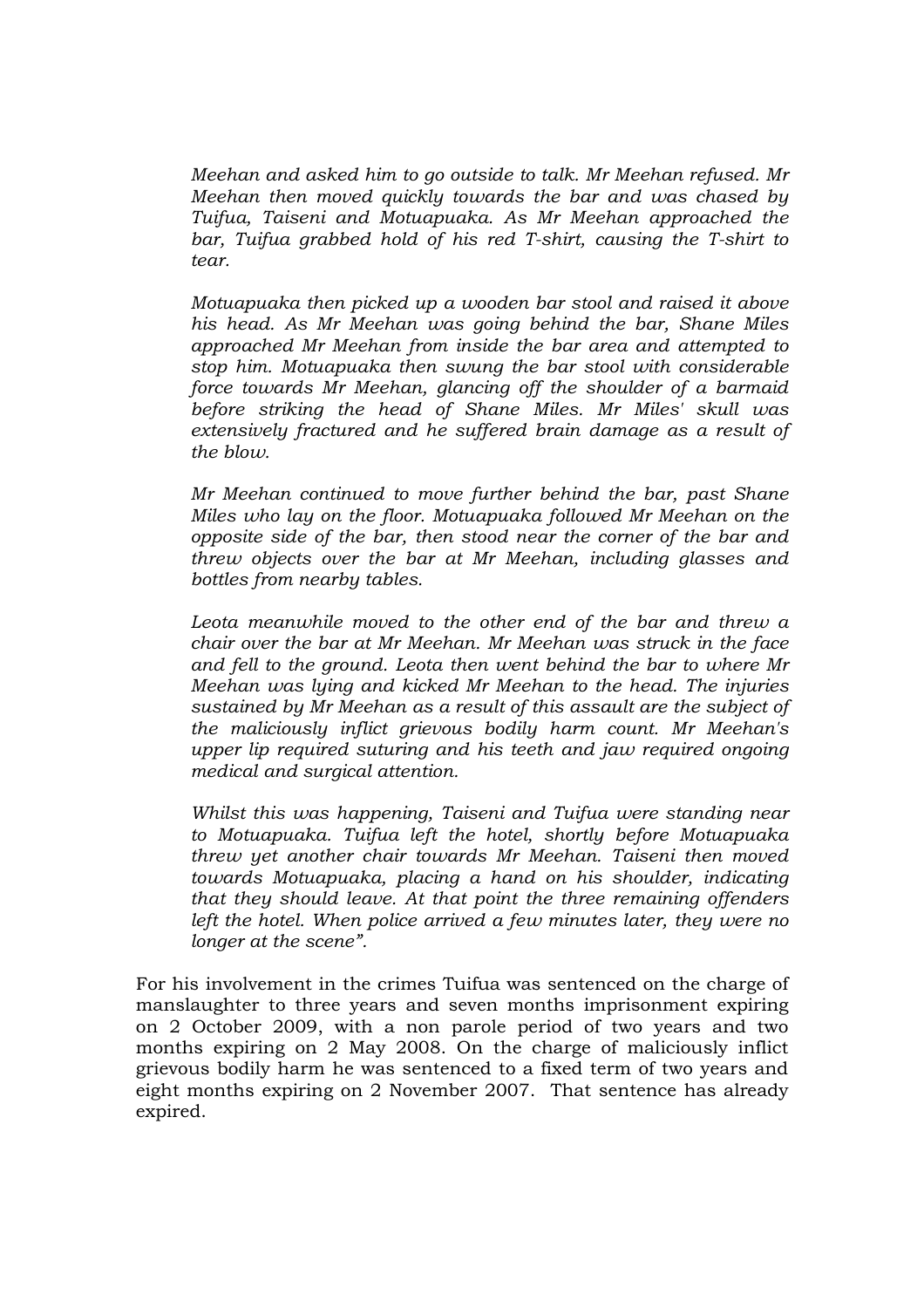*Meehan and asked him to go outside to talk. Mr Meehan refused. Mr Meehan then moved quickly towards the bar and was chased by Tuifua, Taiseni and Motuapuaka. As Mr Meehan approached the bar, Tuifua grabbed hold of his red T-shirt, causing the T-shirt to tear.*

*Motuapuaka then picked up a wooden bar stool and raised it above his head. As Mr Meehan was going behind the bar, Shane Miles approached Mr Meehan from inside the bar area and attempted to stop him. Motuapuaka then swung the bar stool with considerable force towards Mr Meehan, glancing off the shoulder of a barmaid before striking the head of Shane Miles. Mr Miles' skull was extensively fractured and he suffered brain damage as a result of the blow.*

*Mr Meehan continued to move further behind the bar, past Shane Miles who lay on the floor. Motuapuaka followed Mr Meehan on the opposite side of the bar, then stood near the corner of the bar and threw objects over the bar at Mr Meehan, including glasses and bottles from nearby tables.*

*Leota meanwhile moved to the other end of the bar and threw a chair over the bar at Mr Meehan. Mr Meehan was struck in the face and fell to the ground. Leota then went behind the bar to where Mr Meehan was lying and kicked Mr Meehan to the head. The injuries sustained by Mr Meehan as a result of this assault are the subject of the maliciously inflict grievous bodily harm count. Mr Meehan's upper lip required suturing and his teeth and jaw required ongoing medical and surgical attention.*

*Whilst this was happening, Taiseni and Tuifua were standing near to Motuapuaka. Tuifua left the hotel, shortly before Motuapuaka threw yet another chair towards Mr Meehan. Taiseni then moved towards Motuapuaka, placing a hand on his shoulder, indicating that they should leave. At that point the three remaining offenders left the hotel. When police arrived a few minutes later, they were no longer at the scene".*

For his involvement in the crimes Tuifua was sentenced on the charge of manslaughter to three years and seven months imprisonment expiring on 2 October 2009, with a non parole period of two years and two months expiring on 2 May 2008. On the charge of maliciously inflict grievous bodily harm he was sentenced to a fixed term of two years and eight months expiring on 2 November 2007. That sentence has already expired.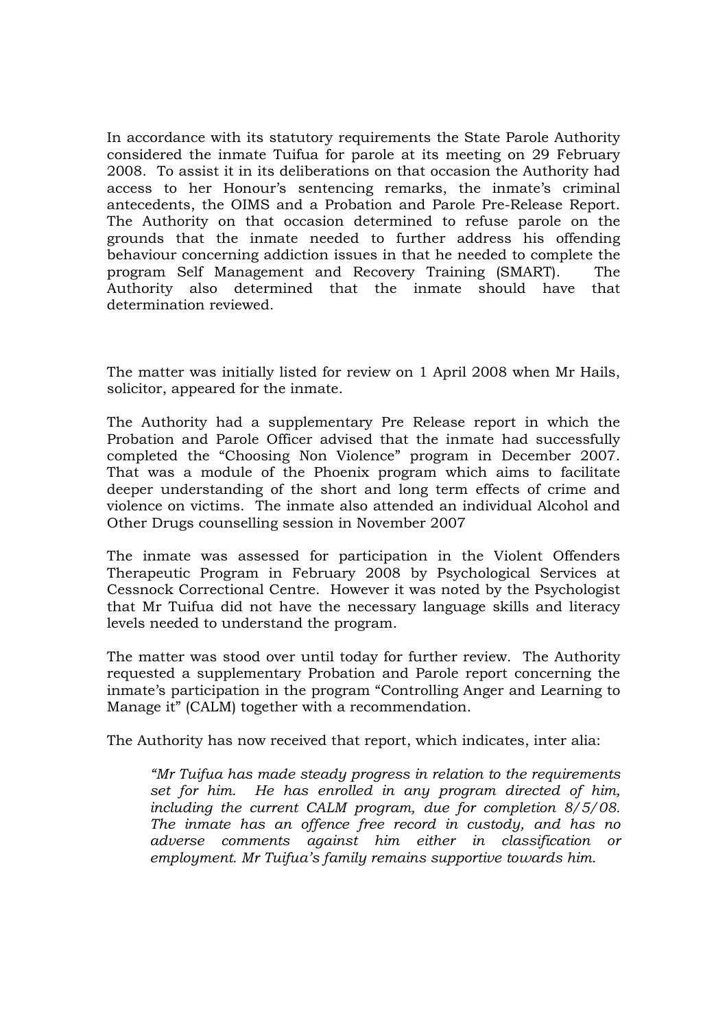In accordance with its statutory requirements the State Parole Authority considered the inmate Tuifua for parole at its meeting on 29 February 2008. To assist it in its deliberations on that occasion the Authority had access to her Honour's sentencing remarks, the inmate's criminal antecedents, the OIMS and a Probation and Parole Pre-Release Report. The Authority on that occasion determined to refuse parole on the grounds that the inmate needed to further address his offending behaviour concerning addiction issues in that he needed to complete the program Self Management and Recovery Training (SMART). The Authority also determined that the inmate should have that determination reviewed.

The matter was initially listed for review on 1 April 2008 when Mr Hails, solicitor, appeared for the inmate.

The Authority had a supplementary Pre Release report in which the Probation and Parole Officer advised that the inmate had successfully completed the "Choosing Non Violence" program in December 2007. That was a module of the Phoenix program which aims to facilitate deeper understanding of the short and long term effects of crime and violence on victims. The inmate also attended an individual Alcohol and Other Drugs counselling session in November 2007

The inmate was assessed for participation in the Violent Offenders Therapeutic Program in February 2008 by Psychological Services at Cessnock Correctional Centre. However it was noted by the Psychologist that Mr Tuifua did not have the necessary language skills and literacy levels needed to understand the program.

The matter was stood over until today for further review. The Authority requested a supplementary Probation and Parole report concerning the inmate's participation in the program "Controlling Anger and Learning to Manage it" (CALM) together with a recommendation.

The Authority has now received that report, which indicates, inter alia:

> *"Mr Tuifua has made steady progress in relation to the requirements set for him. He has enrolled in any program directed of him, including the current CALM program, due for completion 8/5/08. The inmate has an offence free record in custody, and has no adverse comments against him either in classification or employment. Mr Tuifua's family remains supportive towards him.*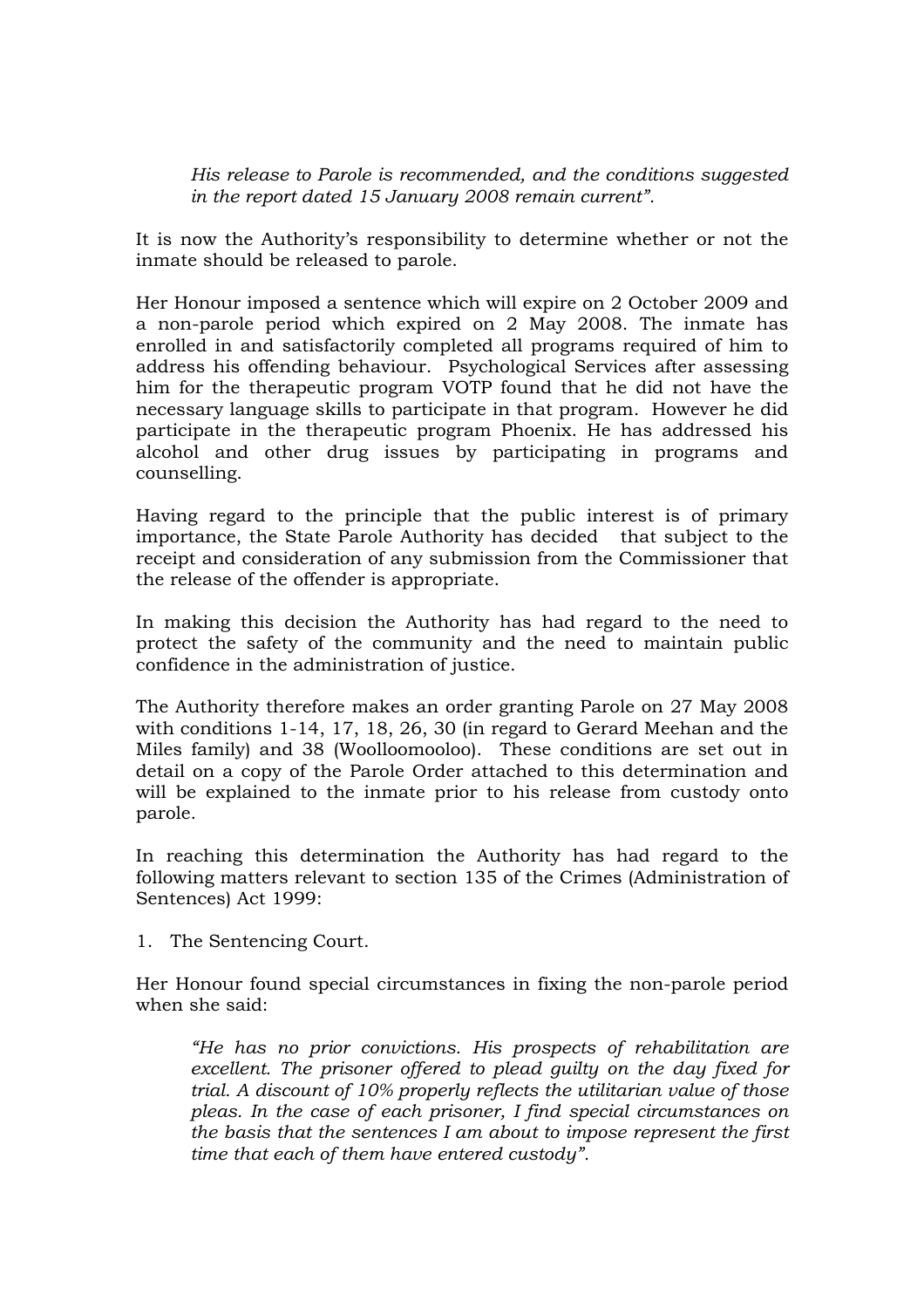> *His release to Parole is recommended, and the conditions suggested in the report dated 15 January 2008 remain current".*

It is now the Authority's responsibility to determine whether or not the inmate should be released to parole.

Her Honour imposed a sentence which will expire on 2 October 2009 and a non-parole period which expired on 2 May 2008. The inmate has enrolled in and satisfactorily completed all programs required of him to address his offending behaviour. Psychological Services after assessing him for the therapeutic program VOTP found that he did not have the necessary language skills to participate in that program. However he did participate in the therapeutic program Phoenix. He has addressed his alcohol and other drug issues by participating in programs and counselling.

Having regard to the principle that the public interest is of primary importance, the State Parole Authority has decided that subject to the receipt and consideration of any submission from the Commissioner that the release of the offender is appropriate.

In making this decision the Authority has had regard to the need to protect the safety of the community and the need to maintain public confidence in the administration of justice.

The Authority therefore makes an order granting Parole on 27 May 2008 with conditions 1-14, 17, 18, 26, 30 (in regard to Gerard Meehan and the Miles family) and 38 (Woolloomooloo). These conditions are set out in detail on a copy of the Parole Order attached to this determination and will be explained to the inmate prior to his release from custody onto parole.

In reaching this determination the Authority has had regard to the following matters relevant to section 135 of the Crimes (Administration of Sentences) Act 1999:

1. The Sentencing Court.

Her Honour found special circumstances in fixing the non-parole period when she said:

> *"He has no prior convictions. His prospects of rehabilitation are excellent. The prisoner offered to plead guilty on the day fixed for trial. A discount of 10% properly reflects the utilitarian value of those pleas. In the case of each prisoner, I find special circumstances on the basis that the sentences I am about to impose represent the first time that each of them have entered custody".*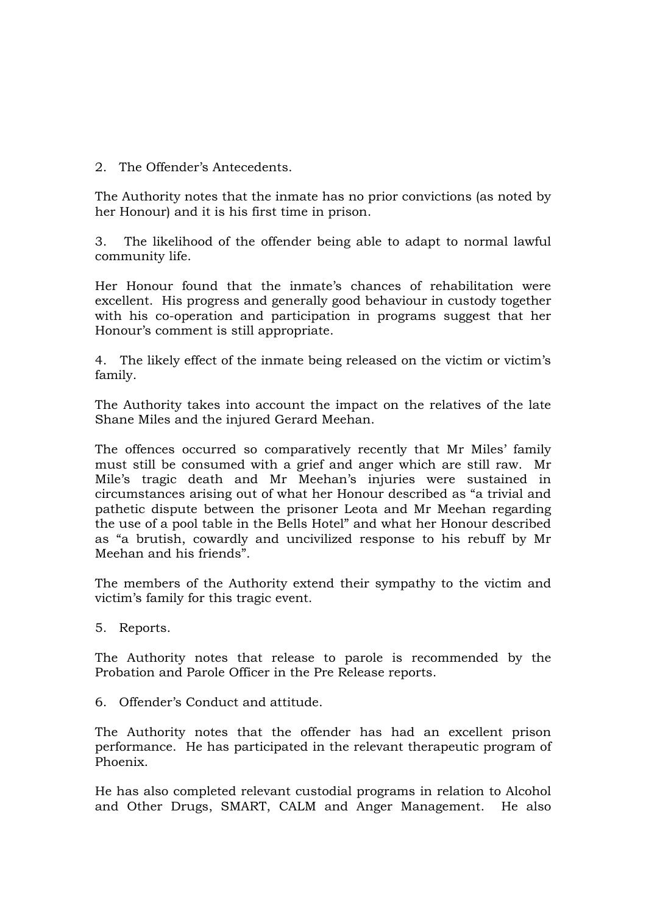2. The Offender's Antecedents.

The Authority notes that the inmate has no prior convictions (as noted by her Honour) and it is his first time in prison.

3. The likelihood of the offender being able to adapt to normal lawful community life.

Her Honour found that the inmate's chances of rehabilitation were excellent. His progress and generally good behaviour in custody together with his co-operation and participation in programs suggest that her Honour's comment is still appropriate.

4. The likely effect of the inmate being released on the victim or victim's family.

The Authority takes into account the impact on the relatives of the late Shane Miles and the injured Gerard Meehan.

The offences occurred so comparatively recently that Mr Miles' family must still be consumed with a grief and anger which are still raw. Mr Mile's tragic death and Mr Meehan's injuries were sustained in circumstances arising out of what her Honour described as "a trivial and pathetic dispute between the prisoner Leota and Mr Meehan regarding the use of a pool table in the Bells Hotel" and what her Honour described as "a brutish, cowardly and uncivilized response to his rebuff by Mr Meehan and his friends".

The members of the Authority extend their sympathy to the victim and victim's family for this tragic event.

5. Reports.

The Authority notes that release to parole is recommended by the Probation and Parole Officer in the Pre Release reports.

6. Offender's Conduct and attitude.

The Authority notes that the offender has had an excellent prison performance. He has participated in the relevant therapeutic program of Phoenix.

He has also completed relevant custodial programs in relation to Alcohol and Other Drugs, SMART, CALM and Anger Management. He also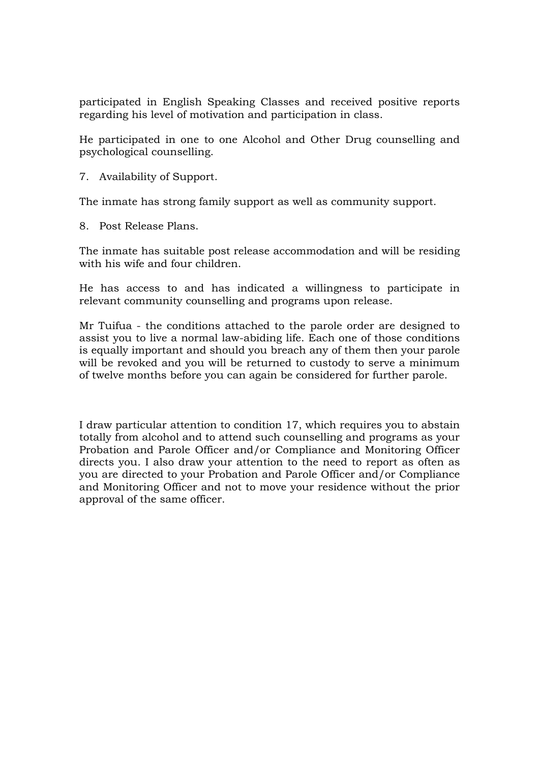participated in English Speaking Classes and received positive reports regarding his level of motivation and participation in class.

He participated in one to one Alcohol and Other Drug counselling and psychological counselling.

7. Availability of Support.

The inmate has strong family support as well as community support.

8. Post Release Plans.

The inmate has suitable post release accommodation and will be residing with his wife and four children.

He has access to and has indicated a willingness to participate in relevant community counselling and programs upon release.

Mr Tuifua - the conditions attached to the parole order are designed to assist you to live a normal law-abiding life. Each one of those conditions is equally important and should you breach any of them then your parole will be revoked and you will be returned to custody to serve a minimum of twelve months before you can again be considered for further parole.

I draw particular attention to condition 17, which requires you to abstain totally from alcohol and to attend such counselling and programs as your Probation and Parole Officer and/or Compliance and Monitoring Officer directs you. I also draw your attention to the need to report as often as you are directed to your Probation and Parole Officer and/or Compliance and Monitoring Officer and not to move your residence without the prior approval of the same officer.